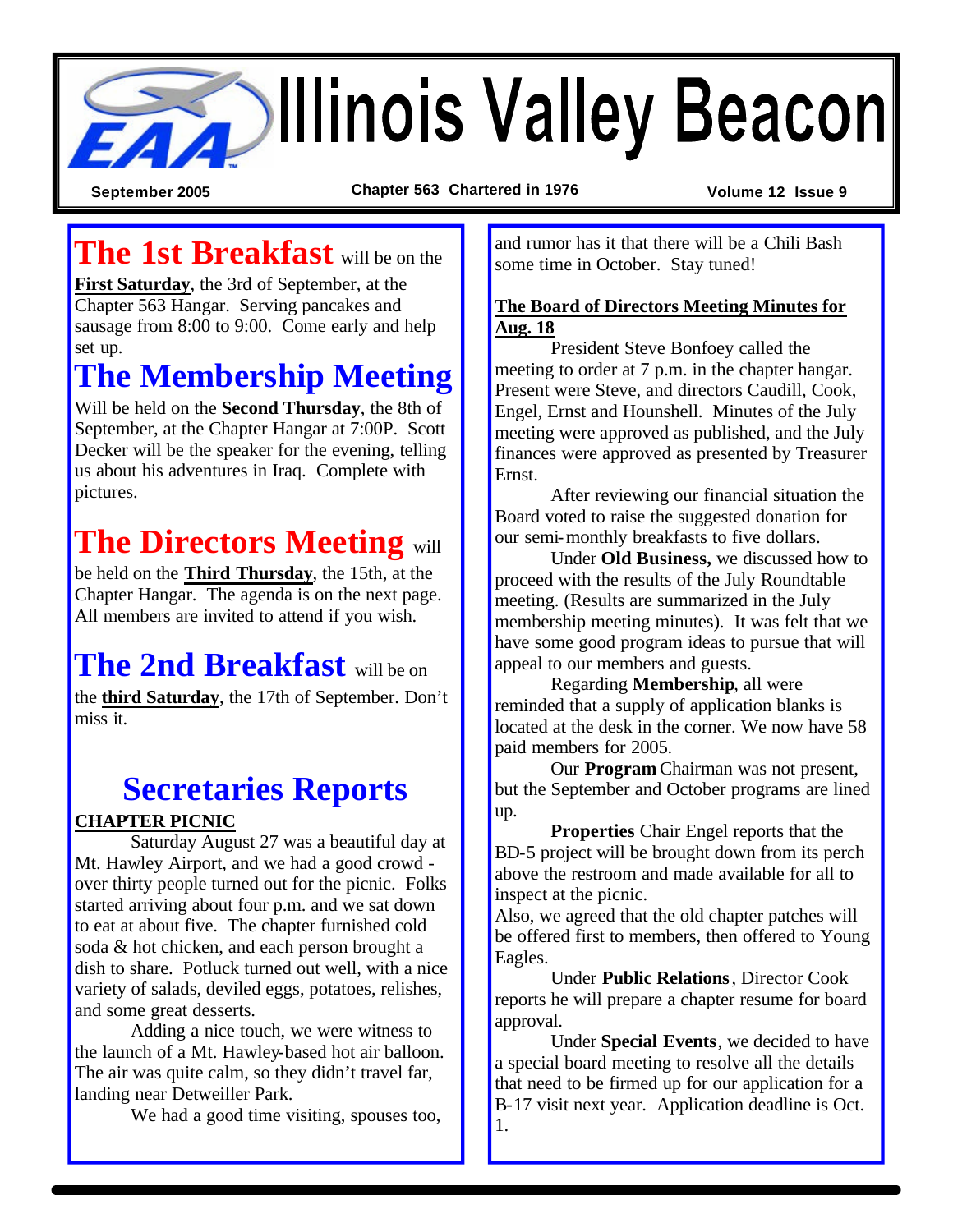# Illinois Valley Beacon

September 2005 | Chapter 563 Chartered in 1976 | Volume 12 Issue 9

## The 1st Breakfast

**The 1st Breakfast** will be on the **First Saturday**, the 3rd of September, at the Chapter 563 Hangar. Serving pancakes and sausage from 8:00 to 9:00. Come early and help set up.

## The Membership Meeting

Will be held on the **Second Thursday**, the 8th of September, at the Chapter Hangar at 7:00P. Scott Decker will be the speaker for the evening, telling us about his adventures in Iraq. Complete with pictures.

## The Directors Meeting

**The Directors Meeting** will be held on the **Third Thursday**, the 15th, at the Chapter Hangar. The agenda is on the next page. All members are invited to attend if you wish.

## The 2nd Breakfast

**The 2nd Breakfast** will be on the **third Saturday**, the 17th of September. Don't miss it.

## Secretaries Reports

**CHAPTER PICNIC**

Saturday August 27 was a beautiful day at Mt. Hawley Airport, and we had a good crowd - over thirty people turned out for the picnic. Folks started arriving about four p.m. and we sat down to eat at about five. The chapter furnished cold soda & hot chicken, and each person brought a dish to share. Potluck turned out well, with a nice variety of salads, deviled eggs, potatoes, relishes, and some great desserts.

Adding a nice touch, we were witness to the launch of a Mt. Hawley-based hot air balloon. The air was quite calm, so they didn't travel far, landing near Detweiller Park.

We had a good time visiting, spouses too, and rumor has it that there will be a Chili Bash some time in October. Stay tuned!

**The Board of Directors Meeting Minutes for Aug. 18**

President Steve Bonfoey called the meeting to order at 7 p.m. in the chapter hangar. Present were Steve, and directors Caudill, Cook, Engel, Ernst and Hounshell. Minutes of the July meeting were approved as published, and the July finances were approved as presented by Treasurer Ernst.

After reviewing our financial situation the Board voted to raise the suggested donation for our semi-monthly breakfasts to five dollars.

Under **Old Business,** we discussed how to proceed with the results of the July Roundtable meeting. (Results are summarized in the July membership meeting minutes). It was felt that we have some good program ideas to pursue that will appeal to our members and guests.

Regarding **Membership**, all were reminded that a supply of application blanks is located at the desk in the corner. We now have 58 paid members for 2005.

Our **Program** Chairman was not present, but the September and October programs are lined up.

**Properties** Chair Engel reports that the BD-5 project will be brought down from its perch above the restroom and made available for all to inspect at the picnic.

Also, we agreed that the old chapter patches will be offered first to members, then offered to Young Eagles.

Under **Public Relations**, Director Cook reports he will prepare a chapter resume for board approval.

Under **Special Events**, we decided to have a special board meeting to resolve all the details that need to be firmed up for our application for a B-17 visit next year. Application deadline is Oct. 1.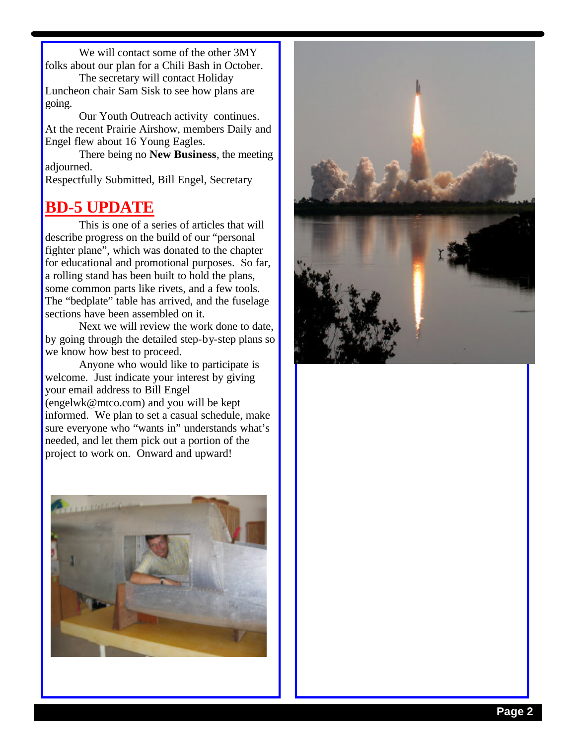We will contact some of the other 3MY folks about our plan for a Chili Bash in October.

The secretary will contact Holiday Luncheon chair Sam Sisk to see how plans are going.

Our Youth Outreach activity continues. At the recent Prairie Airshow, members Daily and Engel flew about 16 Young Eagles.

There being no **New Business**, the meeting adjourned.

Respectfully Submitted, Bill Engel, Secretary

## BD-5 UPDATE

This is one of a series of articles that will describe progress on the build of our "personal fighter plane", which was donated to the chapter for educational and promotional purposes. So far, a rolling stand has been built to hold the plans, some common parts like rivets, and a few tools. The "bedplate" table has arrived, and the fuselage sections have been assembled on it.

Next we will review the work done to date, by going through the detailed step-by-step plans so we know how best to proceed.

Anyone who would like to participate is welcome. Just indicate your interest by giving your email address to Bill Engel (engelwk@mtco.com) and you will be kept informed. We plan to set a casual schedule, make sure everyone who "wants in" understands what's needed, and let them pick out a portion of the project to work on. Onward and upward!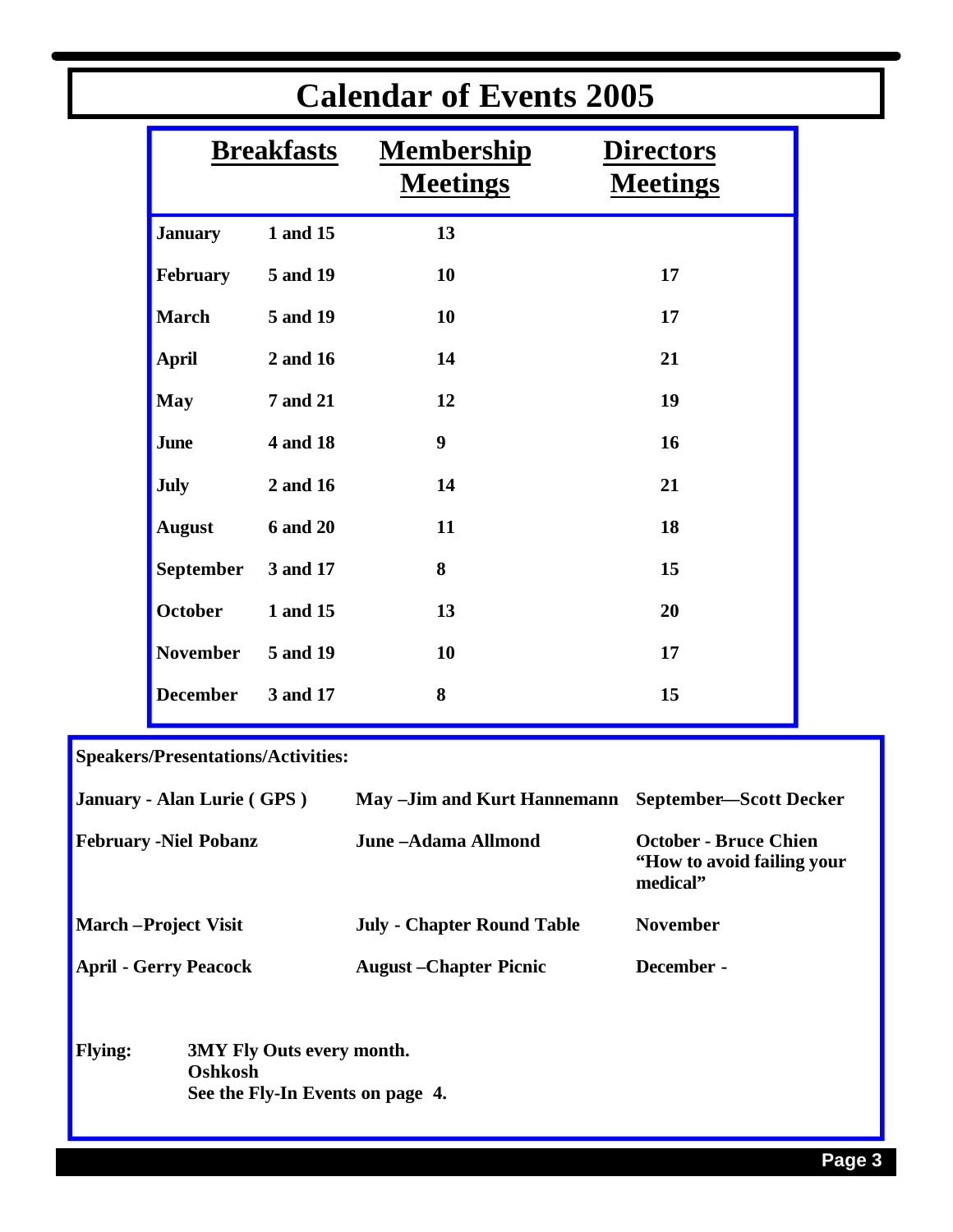# Calendar of Events 2005

| Breakfasts | | Membership Meetings | Directors Meetings |
|---|---|---|---|
| **January** | **1 and 15** | **13** | |
| **February** | **5 and 19** | **10** | **17** |
| **March** | **5 and 19** | **10** | **17** |
| **April** | **2 and 16** | **14** | **21** |
| **May** | **7 and 21** | **12** | **19** |
| **June** | **4 and 18** | **9** | **16** |
| **July** | **2 and 16** | **14** | **21** |
| **August** | **6 and 20** | **11** | **18** |
| **September** | **3 and 17** | **8** | **15** |
| **October** | **1 and 15** | **13** | **20** |
| **November** | **5 and 19** | **10** | **17** |
| **December** | **3 and 17** | **8** | **15** |

**Speakers/Presentations/Activities:**

**January - Alan Lurie ( GPS )**

**February -Niel Pobanz**

**March –Project Visit**

**April - Gerry Peacock**

**May –Jim and Kurt Hannemann**

**June –Adama Allmond**

**July - Chapter Round Table**

**August –Chapter Picnic**

**September—Scott Decker**

**October - Bruce Chien "How to avoid failing your medical"**

**November**

**December -**

**Flying:** **3MY Fly Outs every month.**
**Oshkosh**
**See the Fly-In Events on page 4.**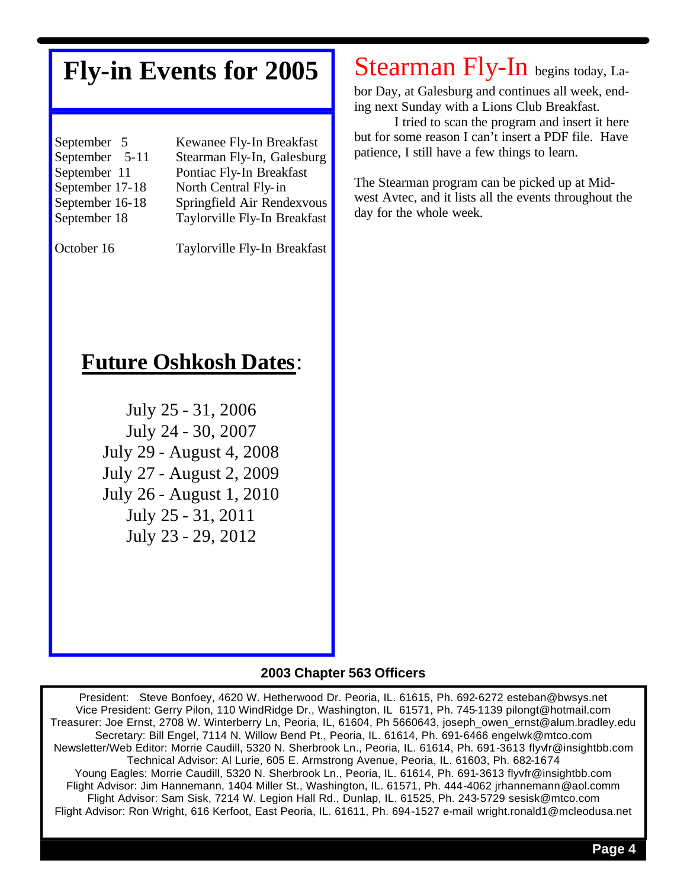# Fly-in Events for 2005

| | |
|---|---|
| September 5 | Kewanee Fly-In Breakfast |
| September 5-11 | Stearman Fly-In, Galesburg |
| September 11 | Pontiac Fly-In Breakfast |
| September 17-18 | North Central Fly-in |
| September 16-18 | Springfield Air Rendexvous |
| September 18 | Taylorville Fly-In Breakfast |
| October 16 | Taylorville Fly-In Breakfast |

## Future Oshkosh Dates:

July 25 - 31, 2006
July 24 - 30, 2007
July 29 - August 4, 2008
July 27 - August 2, 2009
July 26 - August 1, 2010
July 25 - 31, 2011
July 23 - 29, 2012

## Stearman Fly-In

begins today, Labor Day, at Galesburg and continues all week, ending next Sunday with a Lions Club Breakfast.

I tried to scan the program and insert it here but for some reason I can't insert a PDF file. Have patience, I still have a few things to learn.

The Stearman program can be picked up at Midwest Avtec, and it lists all the events throughout the day for the whole week.

### 2003 Chapter 563 Officers

President: Steve Bonfoey, 4620 W. Hetherwood Dr. Peoria, IL. 61615, Ph. 692-6272 esteban@bwsys.net
Vice President: Gerry Pilon, 110 WindRidge Dr., Washington, IL 61571, Ph. 745-1139 pilongt@hotmail.com
Treasurer: Joe Ernst, 2708 W. Winterberry Ln, Peoria, IL, 61604, Ph 5660643, joseph_owen_ernst@alum.bradley.edu
Secretary: Bill Engel, 7114 N. Willow Bend Pt., Peoria, IL. 61614, Ph. 691-6466 engelwk@mtco.com
Newsletter/Web Editor: Morrie Caudill, 5320 N. Sherbrook Ln., Peoria, IL. 61614, Ph. 691-3613 flyvfr@insightbb.com
Technical Advisor: Al Lurie, 605 E. Armstrong Avenue, Peoria, IL. 61603, Ph. 682-1674
Young Eagles: Morrie Caudill, 5320 N. Sherbrook Ln., Peoria, IL. 61614, Ph. 691-3613 flyvfr@insightbb.com
Flight Advisor: Jim Hannemann, 1404 Miller St., Washington, IL. 61571, Ph. 444-4062 jrhannemann@aol.comm
Flight Advisor: Sam Sisk, 7214 W. Legion Hall Rd., Dunlap, IL. 61525, Ph. 243-5729 sesisk@mtco.com
Flight Advisor: Ron Wright, 616 Kerfoot, East Peoria, IL. 61611, Ph. 694-1527 e-mail wright.ronald1@mcleodusa.net